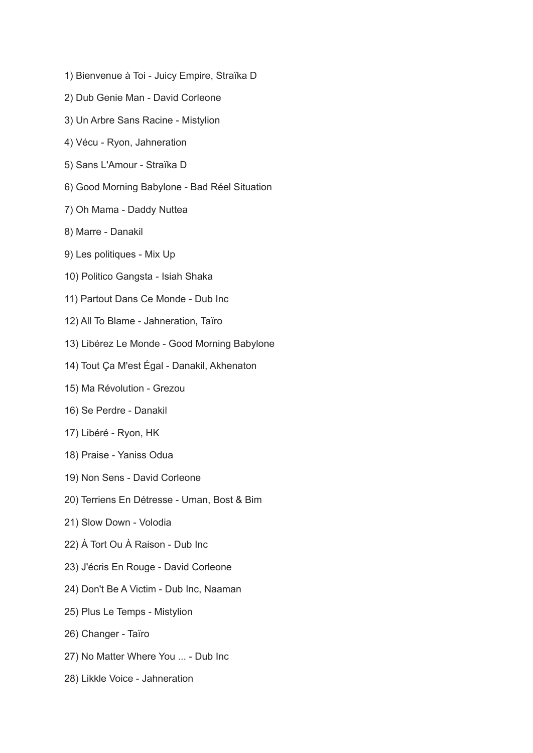1) Bienvenue à Toi - Juicy Empire, Straïka D

2) Dub Genie Man - David Corleone

3) Un Arbre Sans Racine - Mistylion

4) Vécu - Ryon, Jahneration

5) Sans L'Amour - Straïka D

6) Good Morning Babylone - Bad Réel Situation

7) Oh Mama - Daddy Nuttea

8) Marre - Danakil

9) Les politiques - Mix Up

10) Politico Gangsta - Isiah Shaka

11) Partout Dans Ce Monde - Dub Inc

12) All To Blame - Jahneration, Taïro

13) Libérez Le Monde - Good Morning Babylone

14) Tout Ça M'est Égal - Danakil, Akhenaton

15) Ma Révolution - Grezou

16) Se Perdre - Danakil

17) Libéré - Ryon, HK

18) Praise - Yaniss Odua

19) Non Sens - David Corleone

20) Terriens En Détresse - Uman, Bost & Bim

21) Slow Down - Volodia

22) À Tort Ou À Raison - Dub Inc

23) J'écris En Rouge - David Corleone

24) Don't Be A Victim - Dub Inc, Naaman

25) Plus Le Temps - Mistylion

26) Changer - Taïro

27) No Matter Where You ... - Dub Inc

28) Likkle Voice - Jahneration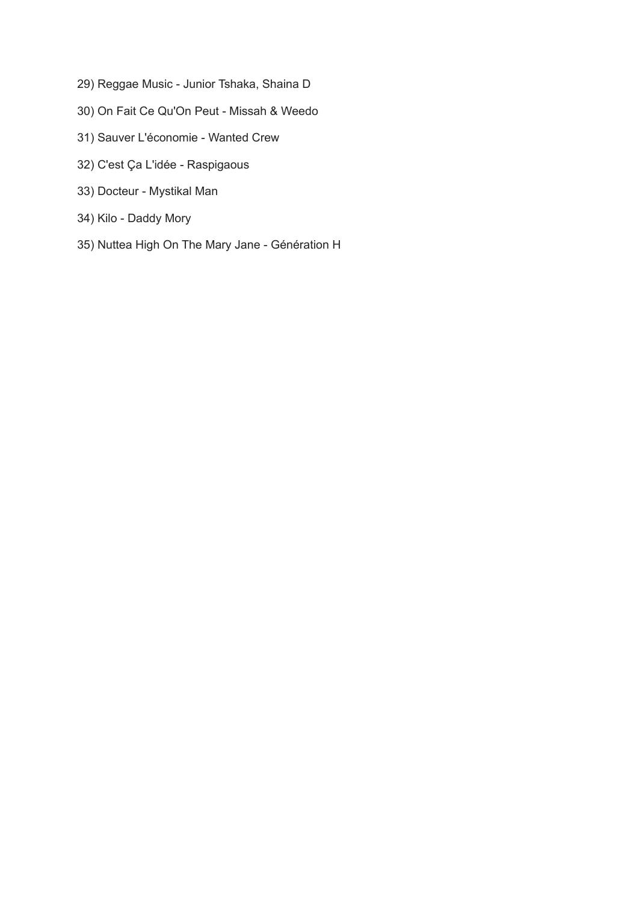29) Reggae Music - Junior Tshaka, Shaina D

30) On Fait Ce Qu'On Peut - Missah & Weedo

31) Sauver L'économie - Wanted Crew

32) C'est Ça L'idée - Raspigaous

33) Docteur - Mystikal Man

34) Kilo - Daddy Mory

35) Nuttea High On The Mary Jane - Génération H